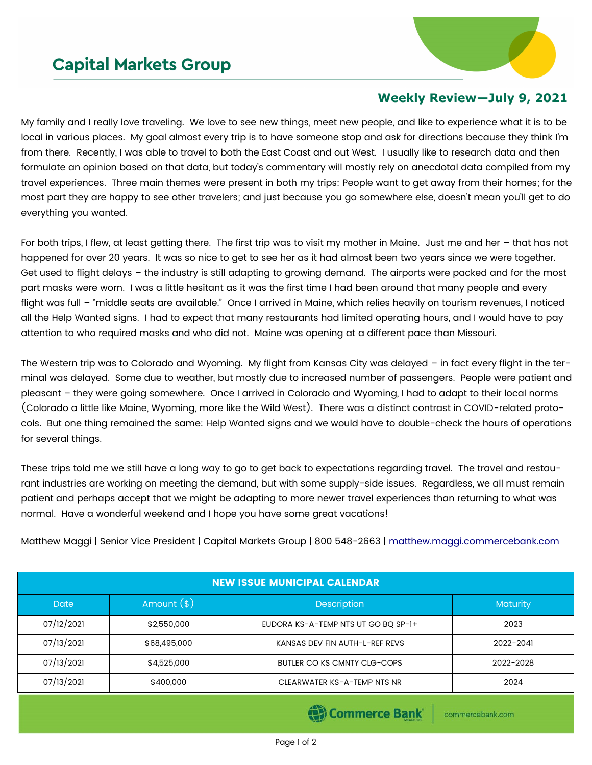# Capital Markets Group

## Weekly Review—July 9, 2021

My family and I really love traveling. We love to see new things, meet new people, and like to experience what it is to be local in various places. My goal almost every trip is to have someone stop and ask for directions because they think I'm from there. Recently, I was able to travel to both the East Coast and out West. I usually like to research data and then formulate an opinion based on that data, but today's commentary will mostly rely on anecdotal data compiled from my travel experiences. Three main themes were present in both my trips: People want to get away from their homes; for the most part they are happy to see other travelers; and just because you go somewhere else, doesn't mean you'll get to do everything you wanted.

For both trips, I flew, at least getting there. The first trip was to visit my mother in Maine. Just me and her – that has not happened for over 20 years. It was so nice to get to see her as it had almost been two years since we were together. Get used to flight delays – the industry is still adapting to growing demand. The airports were packed and for the most part masks were worn. I was a little hesitant as it was the first time I had been around that many people and every flight was full – "middle seats are available." Once I arrived in Maine, which relies heavily on tourism revenues, I noticed all the Help Wanted signs. I had to expect that many restaurants had limited operating hours, and I would have to pay attention to who required masks and who did not. Maine was opening at a different pace than Missouri.

The Western trip was to Colorado and Wyoming. My flight from Kansas City was delayed – in fact every flight in the terminal was delayed. Some due to weather, but mostly due to increased number of passengers. People were patient and pleasant – they were going somewhere. Once I arrived in Colorado and Wyoming, I had to adapt to their local norms (Colorado a little like Maine, Wyoming, more like the Wild West). There was a distinct contrast in COVID-related protocols. But one thing remained the same: Help Wanted signs and we would have to double-check the hours of operations for several things.

These trips told me we still have a long way to go to get back to expectations regarding travel. The travel and restaurant industries are working on meeting the demand, but with some supply-side issues. Regardless, we all must remain patient and perhaps accept that we might be adapting to more newer travel experiences than returning to what was normal. Have a wonderful weekend and I hope you have some great vacations!

Matthew Maggi | Senior Vice President | Capital Markets Group | 800 548-2663 | matthew.maggi.commercebank.com

| NEW ISSUE MUNICIPAL CALENDAR | | | |
|---|---|---|---|
| Date | Amount ($) | Description | Maturity |
| 07/12/2021 | $2,550,000 | EUDORA KS-A-TEMP NTS UT GO BQ SP-1+ | 2023 |
| 07/13/2021 | $68,495,000 | KANSAS DEV FIN AUTH-L-REF REVS | 2022-2041 |
| 07/13/2021 | $4,525,000 | BUTLER CO KS CMNTY CLG-COPS | 2022-2028 |
| 07/13/2021 | $400,000 | CLEARWATER KS-A-TEMP NTS NR | 2024 |

Commerce Bank | commercebank.com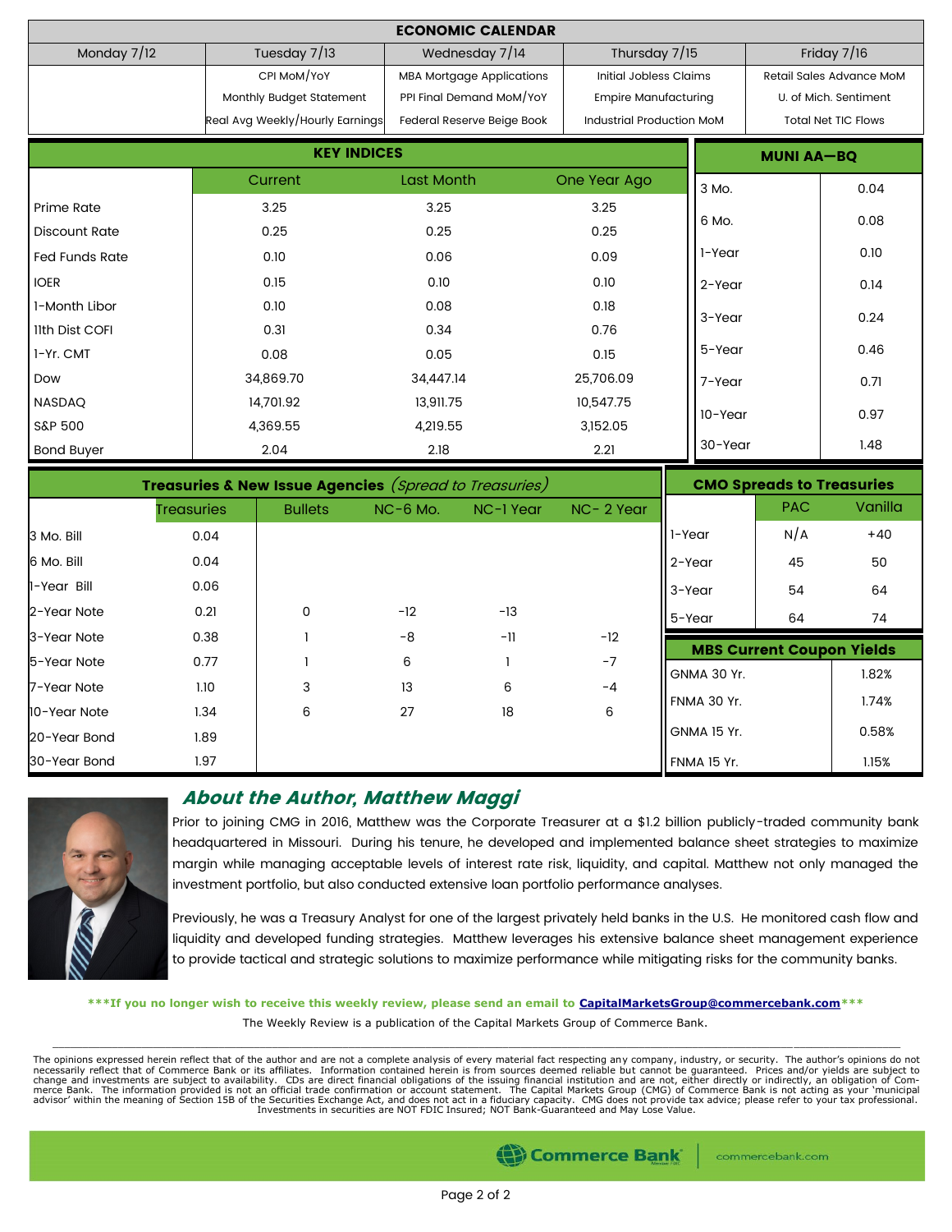## ECONOMIC CALENDAR

| Monday 7/12 | Tuesday 7/13 | Wednesday 7/14 | Thursday 7/15 | Friday 7/16 |
|---|---|---|---|---|
| | CPI MoM/YoY | MBA Mortgage Applications | Initial Jobless Claims | Retail Sales Advance MoM |
| | Monthly Budget Statement | PPI Final Demand MoM/YoY | Empire Manufacturing | U. of Mich. Sentiment |
| | Real Avg Weekly/Hourly Earnings | Federal Reserve Beige Book | Industrial Production MoM | Total Net TIC Flows |

## KEY INDICES

| | Current | Last Month | One Year Ago |
|---|---|---|---|
| Prime Rate | 3.25 | 3.25 | 3.25 |
| Discount Rate | 0.25 | 0.25 | 0.25 |
| Fed Funds Rate | 0.10 | 0.06 | 0.09 |
| IOER | 0.15 | 0.10 | 0.10 |
| 1-Month Libor | 0.10 | 0.08 | 0.18 |
| 11th Dist COFI | 0.31 | 0.34 | 0.76 |
| 1-Yr. CMT | 0.08 | 0.05 | 0.15 |
| Dow | 34,869.70 | 34,447.14 | 25,706.09 |
| NASDAQ | 14,701.92 | 13,911.75 | 10,547.75 |
| S&P 500 | 4,369.55 | 4,219.55 | 3,152.05 |
| Bond Buyer | 2.04 | 2.18 | 2.21 |

## MUNI AA—BQ

| | |
|---|---|
| 3 Mo. | 0.04 |
| 6 Mo. | 0.08 |
| 1-Year | 0.10 |
| 2-Year | 0.14 |
| 3-Year | 0.24 |
| 5-Year | 0.46 |
| 7-Year | 0.71 |
| 10-Year | 0.97 |
| 30-Year | 1.48 |

## Treasuries & New Issue Agencies *(Spread to Treasuries)*

| | Treasuries | Bullets | NC-6 Mo. | NC-1 Year | NC- 2 Year |
|---|---|---|---|---|---|
| 3 Mo. Bill | 0.04 | | | | |
| 6 Mo. Bill | 0.04 | | | | |
| 1-Year Bill | 0.06 | | | | |
| 2-Year Note | 0.21 | 0 | -12 | -13 | |
| 3-Year Note | 0.38 | 1 | -8 | -11 | -12 |
| 5-Year Note | 0.77 | 1 | 6 | 1 | -7 |
| 7-Year Note | 1.10 | 3 | 13 | 6 | -4 |
| 10-Year Note | 1.34 | 6 | 27 | 18 | 6 |
| 20-Year Bond | 1.89 | | | | |
| 30-Year Bond | 1.97 | | | | |

## CMO Spreads to Treasuries

| | PAC | Vanilla |
|---|---|---|
| 1-Year | N/A | +40 |
| 2-Year | 45 | 50 |
| 3-Year | 54 | 64 |
| 5-Year | 64 | 74 |

## MBS Current Coupon Yields

| | |
|---|---|
| GNMA 30 Yr. | 1.82% |
| FNMA 30 Yr. | 1.74% |
| GNMA 15 Yr. | 0.58% |
| FNMA 15 Yr. | 1.15% |

## *About the Author, Matthew Maggi*

Prior to joining CMG in 2016, Matthew was the Corporate Treasurer at a $1.2 billion publicly-traded community bank headquartered in Missouri. During his tenure, he developed and implemented balance sheet strategies to maximize margin while managing acceptable levels of interest rate risk, liquidity, and capital. Matthew not only managed the investment portfolio, but also conducted extensive loan portfolio performance analyses.

Previously, he was a Treasury Analyst for one of the largest privately held banks in the U.S. He monitored cash flow and liquidity and developed funding strategies. Matthew leverages his extensive balance sheet management experience to provide tactical and strategic solutions to maximize performance while mitigating risks for the community banks.

**\*\*\*If you no longer wish to receive this weekly review, please send an email to CapitalMarketsGroup@commercebank.com\*\*\***

The Weekly Review is a publication of the Capital Markets Group of Commerce Bank.

The opinions expressed herein reflect that of the author and are not a complete analysis of every material fact respecting any company, industry, or security. The author's opinions do not necessarily reflect that of Commerce Bank or its affiliates. Information contained herein is from sources deemed reliable but cannot be guaranteed. Prices and/or yields are subject to change and investments are subject to availability. CDs are direct financial obligations of the issuing financial institution and are not, either directly or indirectly, an obligation of Commerce Bank. The information provided is not an official trade confirmation or account statement. The Capital Markets Group (CMG) of Commerce Bank is not acting as your 'municipal advisor' within the meaning of Section 15B of the Securities Exchange Act, and does not act in a fiduciary capacity. CMG does not provide tax advice; please refer to your tax professional. Investments in securities are NOT FDIC Insured; NOT Bank-Guaranteed and May Lose Value.

Commerce Bank | commercebank.com